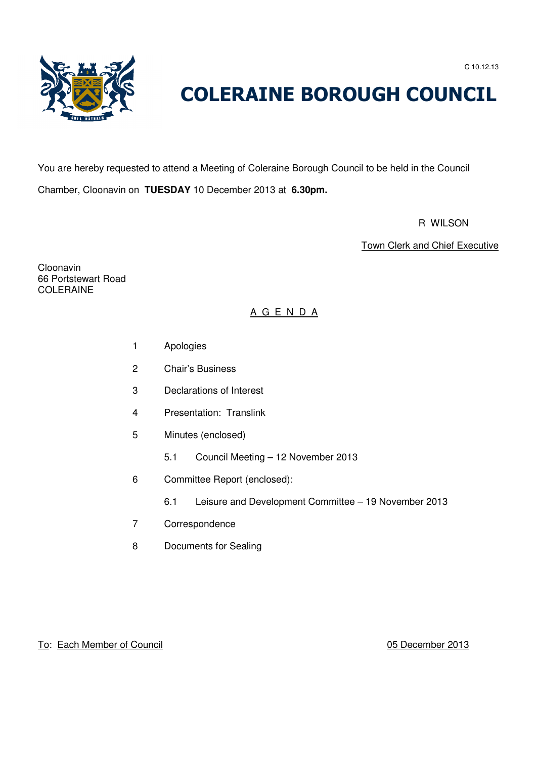C 10.12.13

# COLERAINE BOROUGH COUNCIL

You are hereby requested to attend a Meeting of Coleraine Borough Council to be held in the Council Chamber, Cloonavin on **TUESDAY** 10 December 2013 at **6.30pm.**

R WILSON

Town Clerk and Chief Executive

Cloonavin
66 Portstewart Road
COLERAINE

## A G E N D A

1 Apologies

2 Chair's Business

3 Declarations of Interest

4 Presentation: Translink

5 Minutes (enclosed)

 5.1 Council Meeting – 12 November 2013

6 Committee Report (enclosed):

 6.1 Leisure and Development Committee – 19 November 2013

7 Correspondence

8 Documents for Sealing

To: Each Member of Council

05 December 2013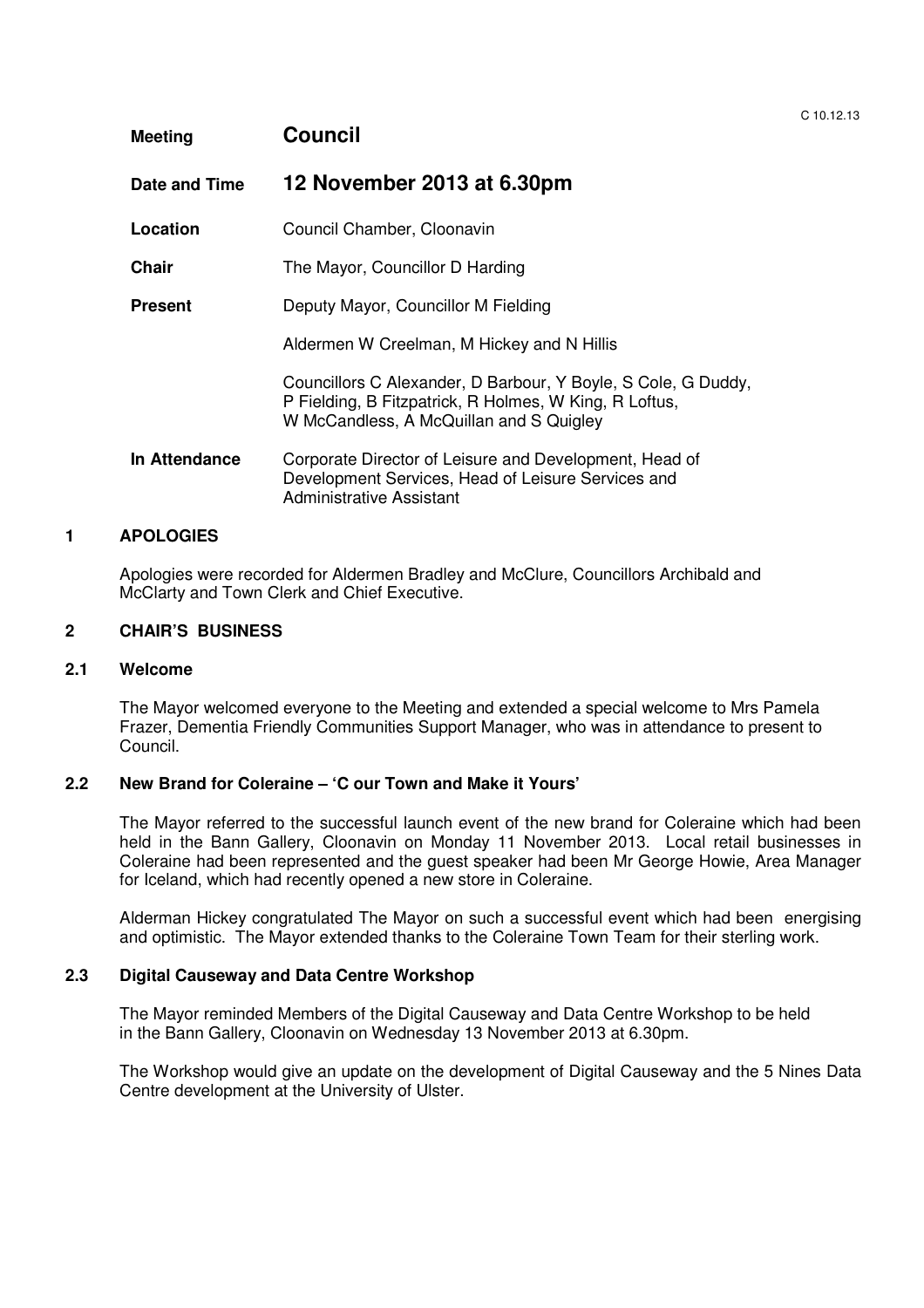| | |
|---|---|
| **Meeting** | **Council** |
| **Date and Time** | **12 November 2013 at 6.30pm** |
| **Location** | Council Chamber, Cloonavin |
| **Chair** | The Mayor, Councillor D Harding |
| **Present** | Deputy Mayor, Councillor M Fielding<br><br>Aldermen W Creelman, M Hickey and N Hillis<br><br>Councillors C Alexander, D Barbour, Y Boyle, S Cole, G Duddy, P Fielding, B Fitzpatrick, R Holmes, W King, R Loftus, W McCandless, A McQuillan and S Quigley |
| **In Attendance** | Corporate Director of Leisure and Development, Head of Development Services, Head of Leisure Services and Administrative Assistant |

## 1 APOLOGIES

Apologies were recorded for Aldermen Bradley and McClure, Councillors Archibald and McClarty and Town Clerk and Chief Executive.

## 2 CHAIR'S BUSINESS

### 2.1 Welcome

The Mayor welcomed everyone to the Meeting and extended a special welcome to Mrs Pamela Frazer, Dementia Friendly Communities Support Manager, who was in attendance to present to Council.

### 2.2 New Brand for Coleraine – 'C our Town and Make it Yours'

The Mayor referred to the successful launch event of the new brand for Coleraine which had been held in the Bann Gallery, Cloonavin on Monday 11 November 2013. Local retail businesses in Coleraine had been represented and the guest speaker had been Mr George Howie, Area Manager for Iceland, which had recently opened a new store in Coleraine.

Alderman Hickey congratulated The Mayor on such a successful event which had been energising and optimistic. The Mayor extended thanks to the Coleraine Town Team for their sterling work.

### 2.3 Digital Causeway and Data Centre Workshop

The Mayor reminded Members of the Digital Causeway and Data Centre Workshop to be held in the Bann Gallery, Cloonavin on Wednesday 13 November 2013 at 6.30pm.

The Workshop would give an update on the development of Digital Causeway and the 5 Nines Data Centre development at the University of Ulster.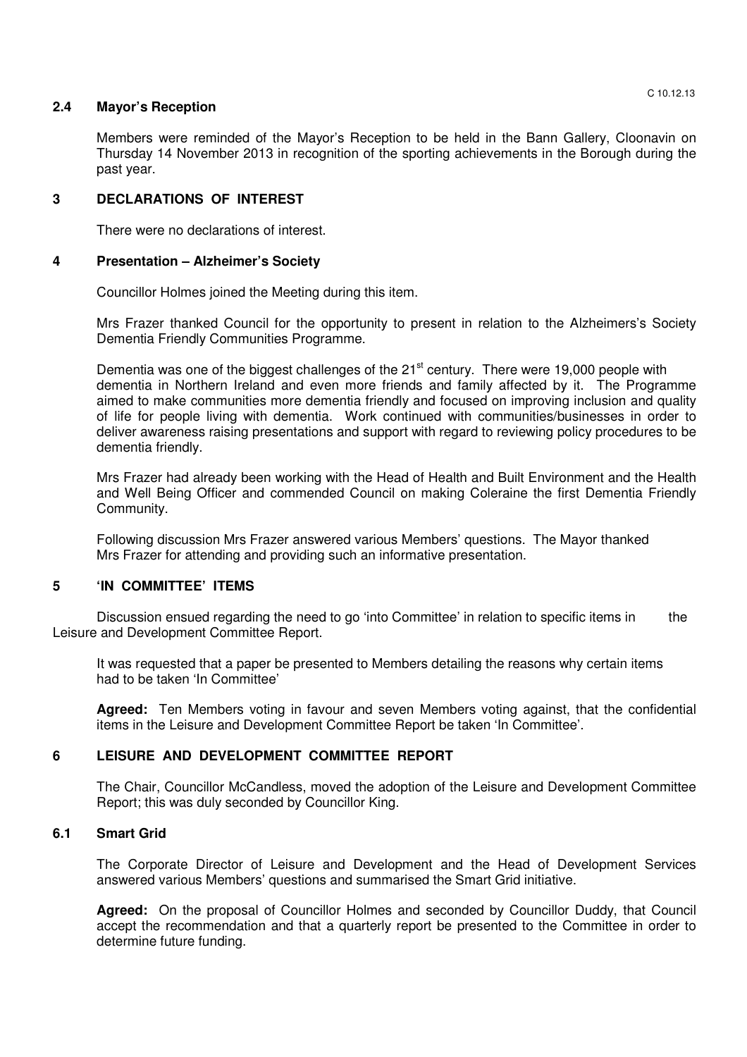## 2.4 Mayor's Reception

Members were reminded of the Mayor's Reception to be held in the Bann Gallery, Cloonavin on Thursday 14 November 2013 in recognition of the sporting achievements in the Borough during the past year.

## 3 DECLARATIONS OF INTEREST

There were no declarations of interest.

## 4 Presentation – Alzheimer's Society

Councillor Holmes joined the Meeting during this item.

Mrs Frazer thanked Council for the opportunity to present in relation to the Alzheimers's Society Dementia Friendly Communities Programme.

Dementia was one of the biggest challenges of the 21st century. There were 19,000 people with dementia in Northern Ireland and even more friends and family affected by it. The Programme aimed to make communities more dementia friendly and focused on improving inclusion and quality of life for people living with dementia. Work continued with communities/businesses in order to deliver awareness raising presentations and support with regard to reviewing policy procedures to be dementia friendly.

Mrs Frazer had already been working with the Head of Health and Built Environment and the Health and Well Being Officer and commended Council on making Coleraine the first Dementia Friendly Community.

Following discussion Mrs Frazer answered various Members' questions. The Mayor thanked Mrs Frazer for attending and providing such an informative presentation.

## 5 'IN COMMITTEE' ITEMS

Discussion ensued regarding the need to go 'into Committee' in relation to specific items in the Leisure and Development Committee Report.

It was requested that a paper be presented to Members detailing the reasons why certain items had to be taken 'In Committee'

**Agreed:** Ten Members voting in favour and seven Members voting against, that the confidential items in the Leisure and Development Committee Report be taken 'In Committee'.

## 6 LEISURE AND DEVELOPMENT COMMITTEE REPORT

The Chair, Councillor McCandless, moved the adoption of the Leisure and Development Committee Report; this was duly seconded by Councillor King.

## 6.1 Smart Grid

The Corporate Director of Leisure and Development and the Head of Development Services answered various Members' questions and summarised the Smart Grid initiative.

**Agreed:** On the proposal of Councillor Holmes and seconded by Councillor Duddy, that Council accept the recommendation and that a quarterly report be presented to the Committee in order to determine future funding.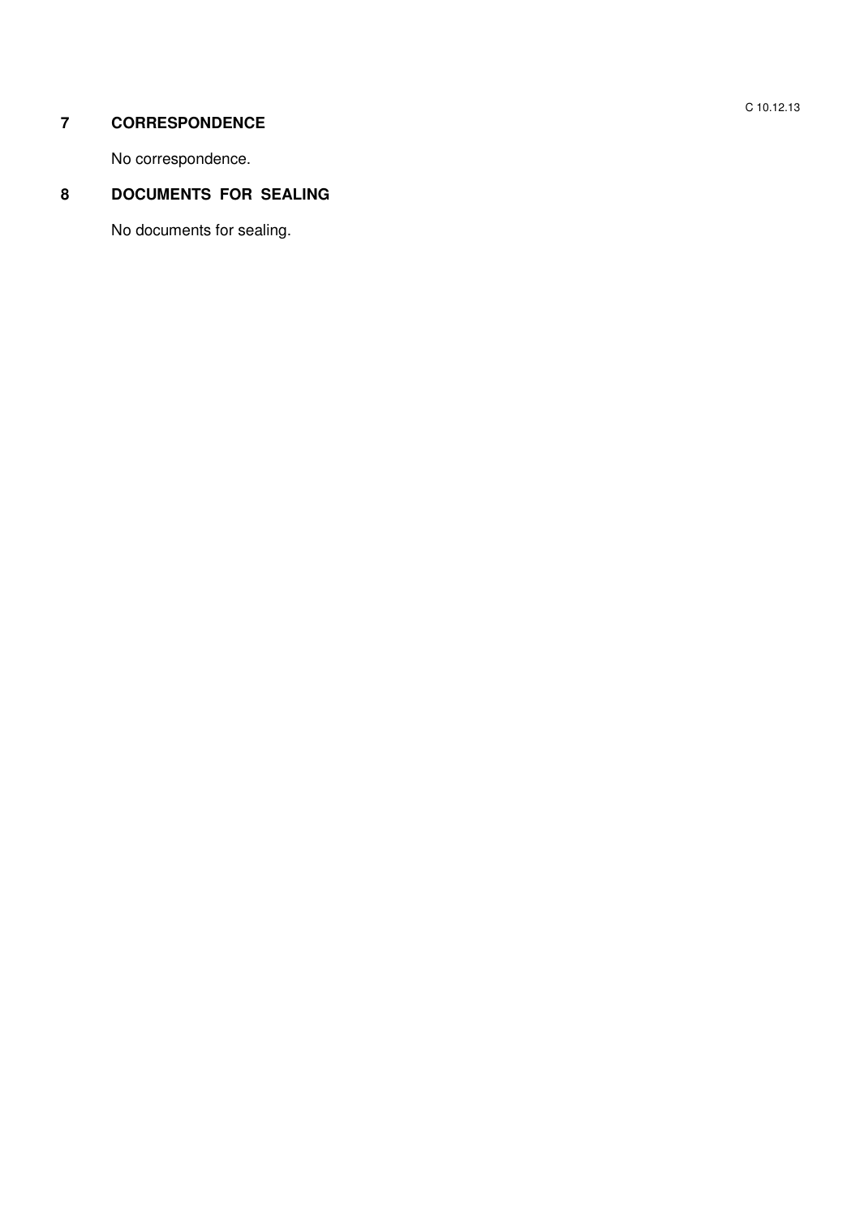## 7 CORRESPONDENCE

No correspondence.

## 8 DOCUMENTS FOR SEALING

No documents for sealing.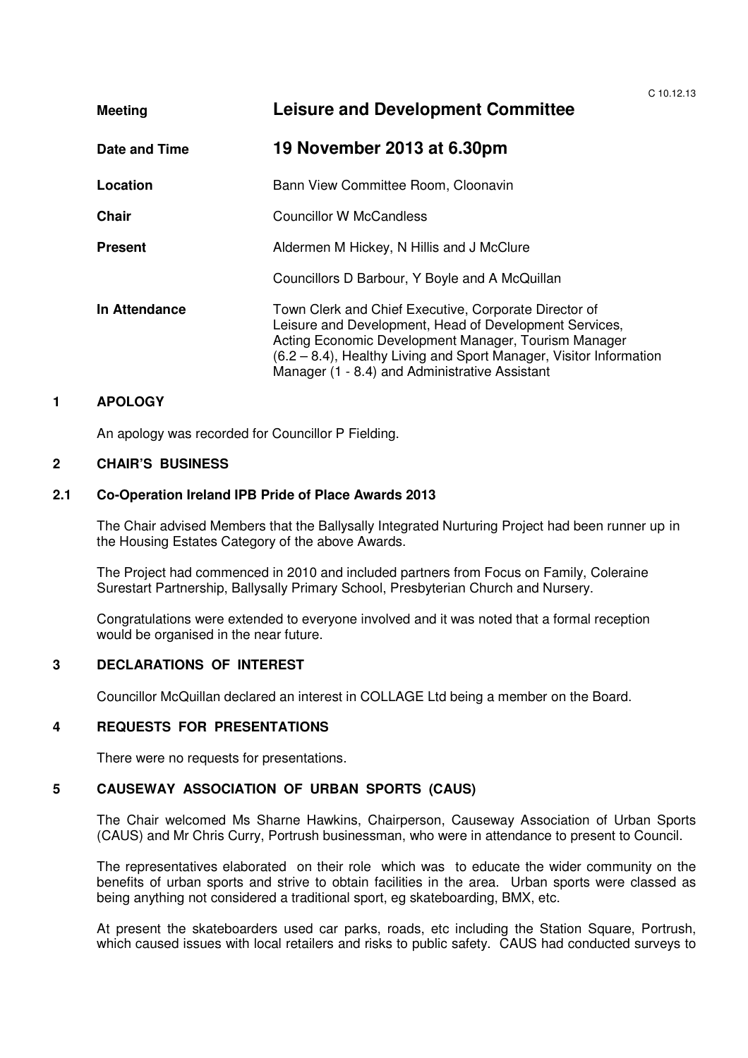C 10.12.13

| | |
|---|---|
| **Meeting** | **Leisure and Development Committee** |
| **Date and Time** | **19 November 2013 at 6.30pm** |
| **Location** | Bann View Committee Room, Cloonavin |
| **Chair** | Councillor W McCandless |
| **Present** | Aldermen M Hickey, N Hillis and J McClure<br><br>Councillors D Barbour, Y Boyle and A McQuillan |
| **In Attendance** | Town Clerk and Chief Executive, Corporate Director of Leisure and Development, Head of Development Services, Acting Economic Development Manager, Tourism Manager (6.2 – 8.4), Healthy Living and Sport Manager, Visitor Information Manager (1 - 8.4) and Administrative Assistant |

## 1 APOLOGY

An apology was recorded for Councillor P Fielding.

## 2 CHAIR'S BUSINESS

### 2.1 Co-Operation Ireland IPB Pride of Place Awards 2013

The Chair advised Members that the Ballysally Integrated Nurturing Project had been runner up in the Housing Estates Category of the above Awards.

The Project had commenced in 2010 and included partners from Focus on Family, Coleraine Surestart Partnership, Ballysally Primary School, Presbyterian Church and Nursery.

Congratulations were extended to everyone involved and it was noted that a formal reception would be organised in the near future.

## 3 DECLARATIONS OF INTEREST

Councillor McQuillan declared an interest in COLLAGE Ltd being a member on the Board.

## 4 REQUESTS FOR PRESENTATIONS

There were no requests for presentations.

## 5 CAUSEWAY ASSOCIATION OF URBAN SPORTS (CAUS)

The Chair welcomed Ms Sharne Hawkins, Chairperson, Causeway Association of Urban Sports (CAUS) and Mr Chris Curry, Portrush businessman, who were in attendance to present to Council.

The representatives elaborated on their role which was to educate the wider community on the benefits of urban sports and strive to obtain facilities in the area. Urban sports were classed as being anything not considered a traditional sport, eg skateboarding, BMX, etc.

At present the skateboarders used car parks, roads, etc including the Station Square, Portrush, which caused issues with local retailers and risks to public safety. CAUS had conducted surveys to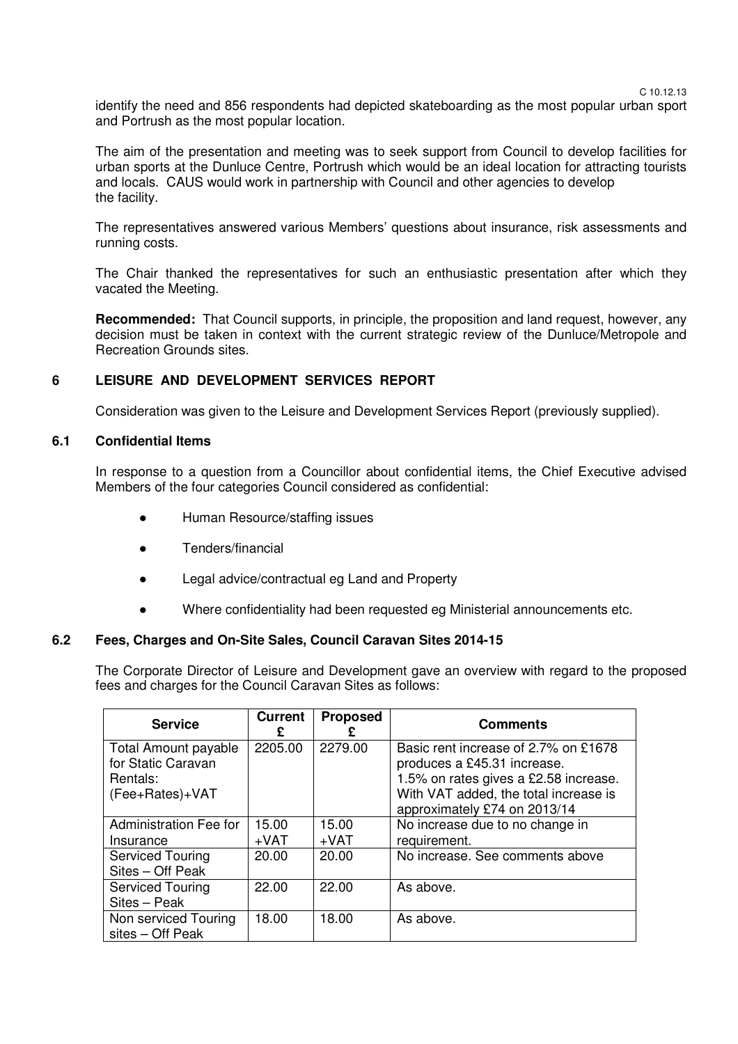identify the need and 856 respondents had depicted skateboarding as the most popular urban sport and Portrush as the most popular location.

The aim of the presentation and meeting was to seek support from Council to develop facilities for urban sports at the Dunluce Centre, Portrush which would be an ideal location for attracting tourists and locals. CAUS would work in partnership with Council and other agencies to develop the facility.

The representatives answered various Members' questions about insurance, risk assessments and running costs.

The Chair thanked the representatives for such an enthusiastic presentation after which they vacated the Meeting.

**Recommended:** That Council supports, in principle, the proposition and land request, however, any decision must be taken in context with the current strategic review of the Dunluce/Metropole and Recreation Grounds sites.

## 6 LEISURE AND DEVELOPMENT SERVICES REPORT

Consideration was given to the Leisure and Development Services Report (previously supplied).

### 6.1 Confidential Items

In response to a question from a Councillor about confidential items, the Chief Executive advised Members of the four categories Council considered as confidential:

- Human Resource/staffing issues
- Tenders/financial
- Legal advice/contractual eg Land and Property
- Where confidentiality had been requested eg Ministerial announcements etc.

### 6.2 Fees, Charges and On-Site Sales, Council Caravan Sites 2014-15

The Corporate Director of Leisure and Development gave an overview with regard to the proposed fees and charges for the Council Caravan Sites as follows:

| Service | Current £ | Proposed £ | Comments |
|---|---|---|---|
| Total Amount payable for Static Caravan Rentals: (Fee+Rates)+VAT | 2205.00 | 2279.00 | Basic rent increase of 2.7% on £1678 produces a £45.31 increase. 1.5% on rates gives a £2.58 increase. With VAT added, the total increase is approximately £74 on 2013/14 |
| Administration Fee for Insurance | 15.00 +VAT | 15.00 +VAT | No increase due to no change in requirement. |
| Serviced Touring Sites – Off Peak | 20.00 | 20.00 | No increase. See comments above |
| Serviced Touring Sites – Peak | 22.00 | 22.00 | As above. |
| Non serviced Touring sites – Off Peak | 18.00 | 18.00 | As above. |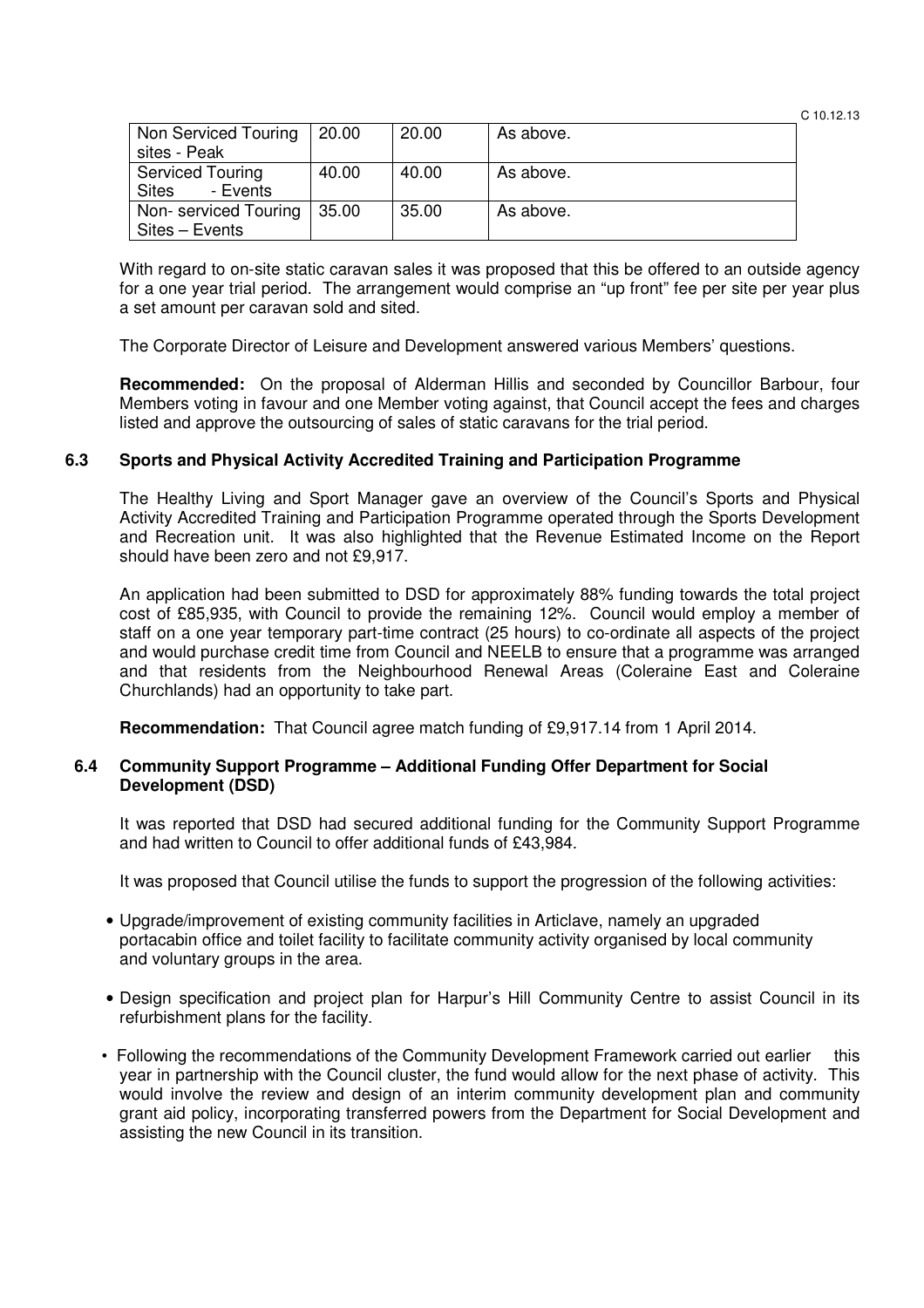| Non Serviced Touring sites - Peak | 20.00 | 20.00 | As above. |
|---|---|---|---|
| Serviced Touring Sites - Events | 40.00 | 40.00 | As above. |
| Non- serviced Touring Sites – Events | 35.00 | 35.00 | As above. |

With regard to on-site static caravan sales it was proposed that this be offered to an outside agency for a one year trial period. The arrangement would comprise an "up front" fee per site per year plus a set amount per caravan sold and sited.

The Corporate Director of Leisure and Development answered various Members' questions.

**Recommended:** On the proposal of Alderman Hillis and seconded by Councillor Barbour, four Members voting in favour and one Member voting against, that Council accept the fees and charges listed and approve the outsourcing of sales of static caravans for the trial period.

### 6.3 Sports and Physical Activity Accredited Training and Participation Programme

The Healthy Living and Sport Manager gave an overview of the Council's Sports and Physical Activity Accredited Training and Participation Programme operated through the Sports Development and Recreation unit. It was also highlighted that the Revenue Estimated Income on the Report should have been zero and not £9,917.

An application had been submitted to DSD for approximately 88% funding towards the total project cost of £85,935, with Council to provide the remaining 12%. Council would employ a member of staff on a one year temporary part-time contract (25 hours) to co-ordinate all aspects of the project and would purchase credit time from Council and NEELB to ensure that a programme was arranged and that residents from the Neighbourhood Renewal Areas (Coleraine East and Coleraine Churchlands) had an opportunity to take part.

**Recommendation:** That Council agree match funding of £9,917.14 from 1 April 2014.

### 6.4 Community Support Programme – Additional Funding Offer Department for Social Development (DSD)

It was reported that DSD had secured additional funding for the Community Support Programme and had written to Council to offer additional funds of £43,984.

It was proposed that Council utilise the funds to support the progression of the following activities:

- Upgrade/improvement of existing community facilities in Articlave, namely an upgraded portacabin office and toilet facility to facilitate community activity organised by local community and voluntary groups in the area.
- Design specification and project plan for Harpur's Hill Community Centre to assist Council in its refurbishment plans for the facility.
- Following the recommendations of the Community Development Framework carried out earlier this year in partnership with the Council cluster, the fund would allow for the next phase of activity. This would involve the review and design of an interim community development plan and community grant aid policy, incorporating transferred powers from the Department for Social Development and assisting the new Council in its transition.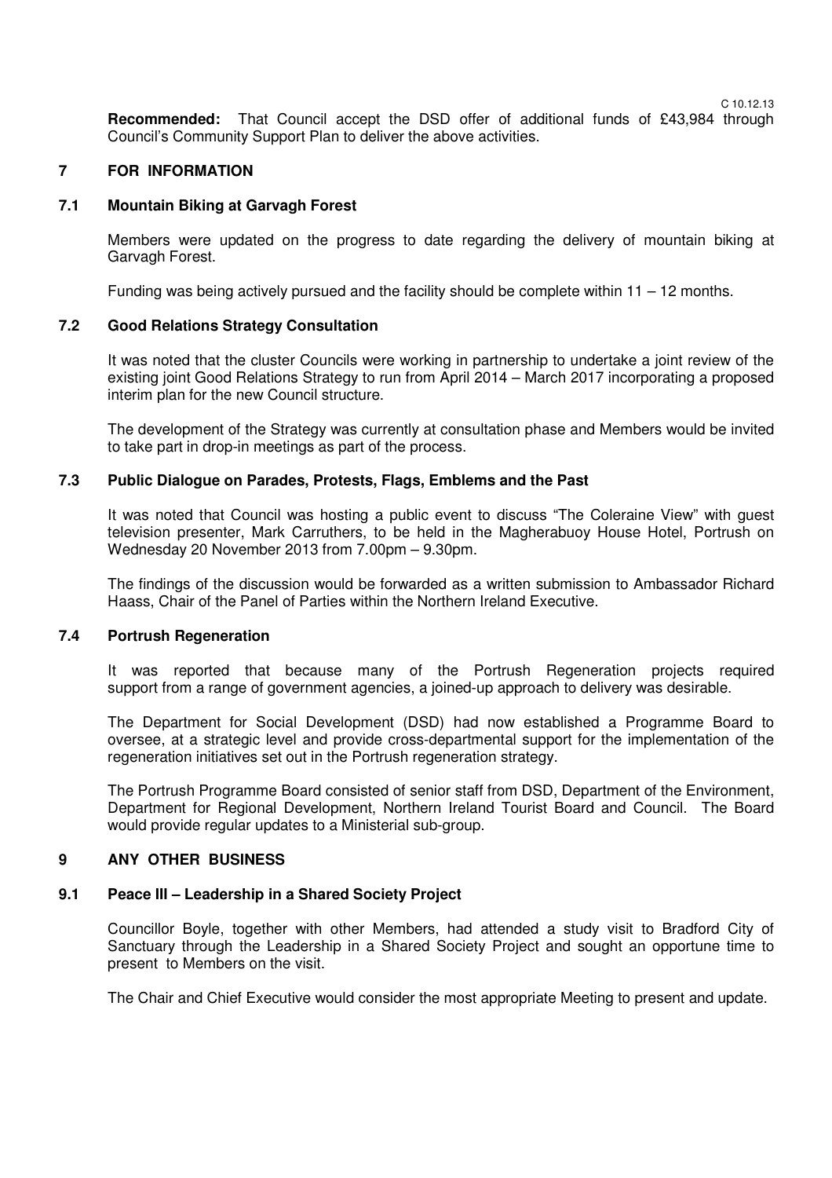**Recommended:** That Council accept the DSD offer of additional funds of £43,984 through Council's Community Support Plan to deliver the above activities.

## 7 FOR INFORMATION

### 7.1 Mountain Biking at Garvagh Forest

Members were updated on the progress to date regarding the delivery of mountain biking at Garvagh Forest.

Funding was being actively pursued and the facility should be complete within 11 – 12 months.

### 7.2 Good Relations Strategy Consultation

It was noted that the cluster Councils were working in partnership to undertake a joint review of the existing joint Good Relations Strategy to run from April 2014 – March 2017 incorporating a proposed interim plan for the new Council structure.

The development of the Strategy was currently at consultation phase and Members would be invited to take part in drop-in meetings as part of the process.

### 7.3 Public Dialogue on Parades, Protests, Flags, Emblems and the Past

It was noted that Council was hosting a public event to discuss "The Coleraine View" with guest television presenter, Mark Carruthers, to be held in the Magherabuoy House Hotel, Portrush on Wednesday 20 November 2013 from 7.00pm – 9.30pm.

The findings of the discussion would be forwarded as a written submission to Ambassador Richard Haass, Chair of the Panel of Parties within the Northern Ireland Executive.

### 7.4 Portrush Regeneration

It was reported that because many of the Portrush Regeneration projects required support from a range of government agencies, a joined-up approach to delivery was desirable.

The Department for Social Development (DSD) had now established a Programme Board to oversee, at a strategic level and provide cross-departmental support for the implementation of the regeneration initiatives set out in the Portrush regeneration strategy.

The Portrush Programme Board consisted of senior staff from DSD, Department of the Environment, Department for Regional Development, Northern Ireland Tourist Board and Council. The Board would provide regular updates to a Ministerial sub-group.

## 9 ANY OTHER BUSINESS

### 9.1 Peace III – Leadership in a Shared Society Project

Councillor Boyle, together with other Members, had attended a study visit to Bradford City of Sanctuary through the Leadership in a Shared Society Project and sought an opportune time to present to Members on the visit.

The Chair and Chief Executive would consider the most appropriate Meeting to present and update.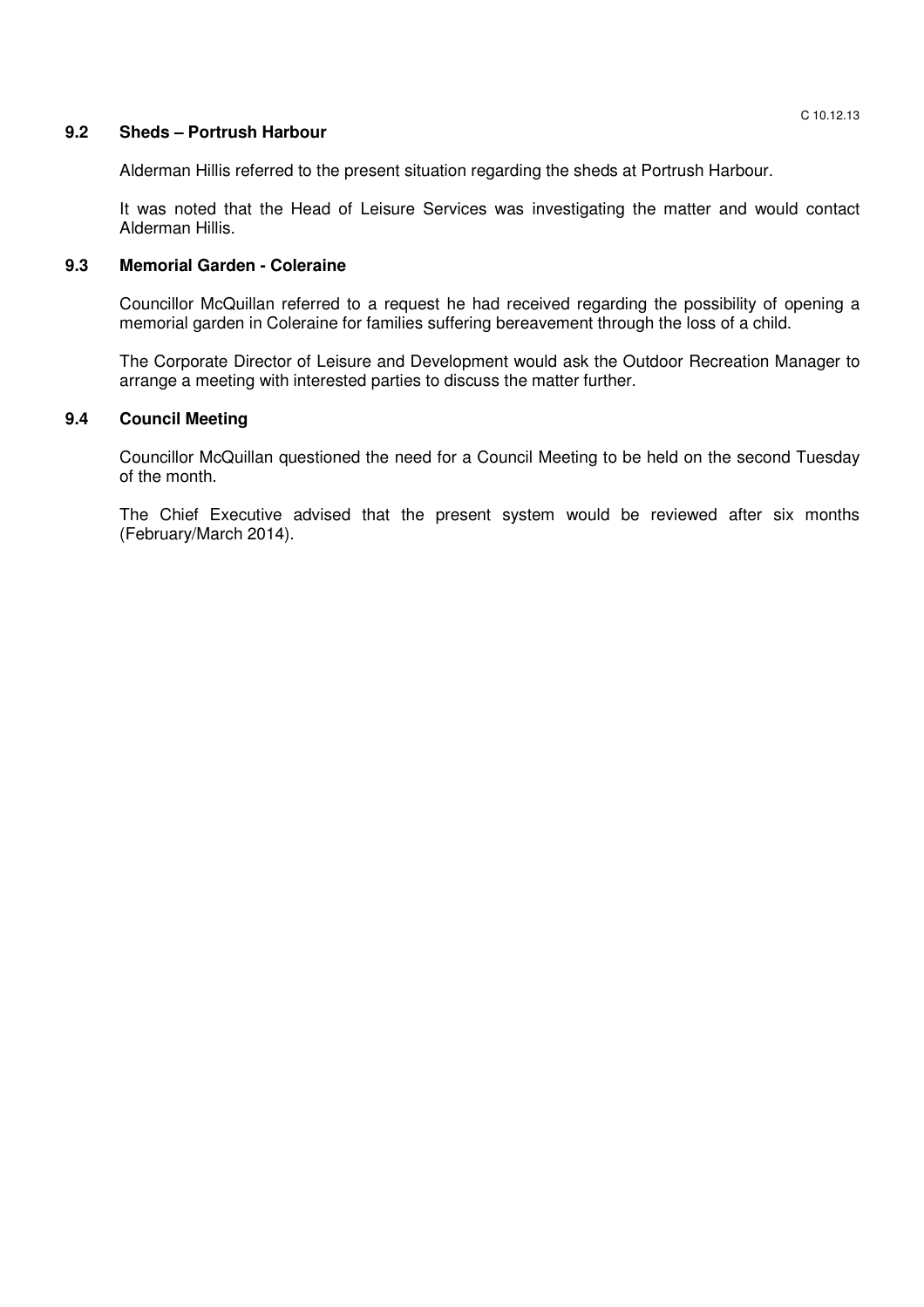### 9.2 Sheds – Portrush Harbour

Alderman Hillis referred to the present situation regarding the sheds at Portrush Harbour.

It was noted that the Head of Leisure Services was investigating the matter and would contact Alderman Hillis.

### 9.3 Memorial Garden - Coleraine

Councillor McQuillan referred to a request he had received regarding the possibility of opening a memorial garden in Coleraine for families suffering bereavement through the loss of a child.

The Corporate Director of Leisure and Development would ask the Outdoor Recreation Manager to arrange a meeting with interested parties to discuss the matter further.

### 9.4 Council Meeting

Councillor McQuillan questioned the need for a Council Meeting to be held on the second Tuesday of the month.

The Chief Executive advised that the present system would be reviewed after six months (February/March 2014).